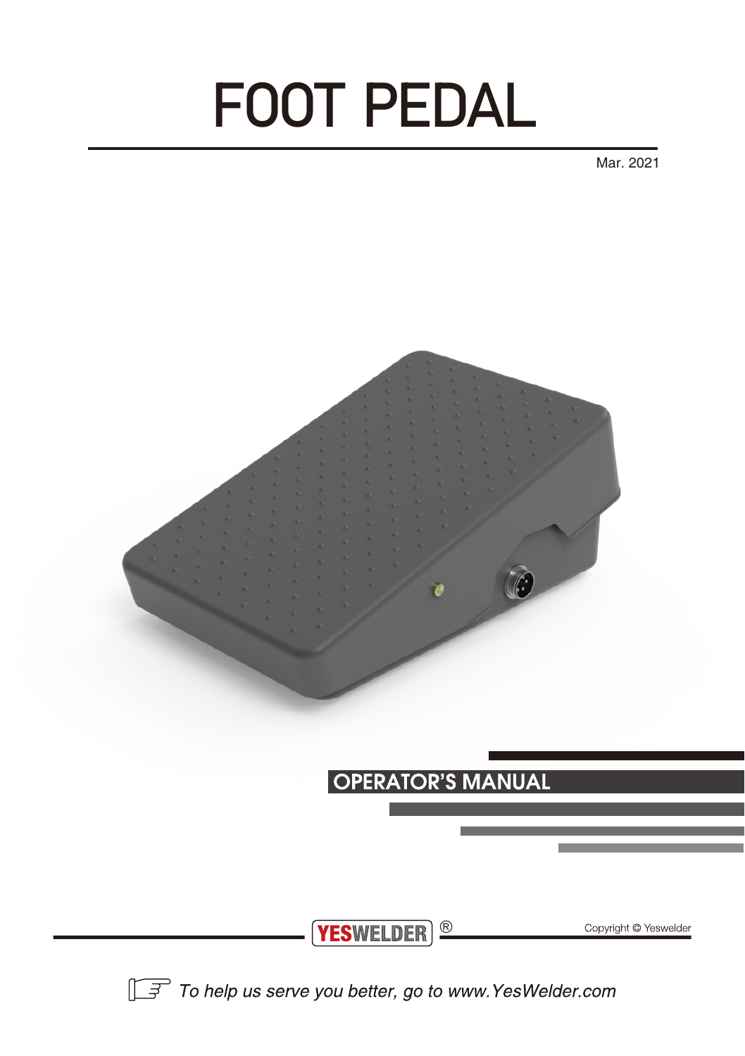# FOOT PEDAL

Mar. 2021

## OPERATOR'S MANUAL

YESWELDER ®

Copyright © Yeswelder

*To help us serve you better, go to www.YesWelder.com*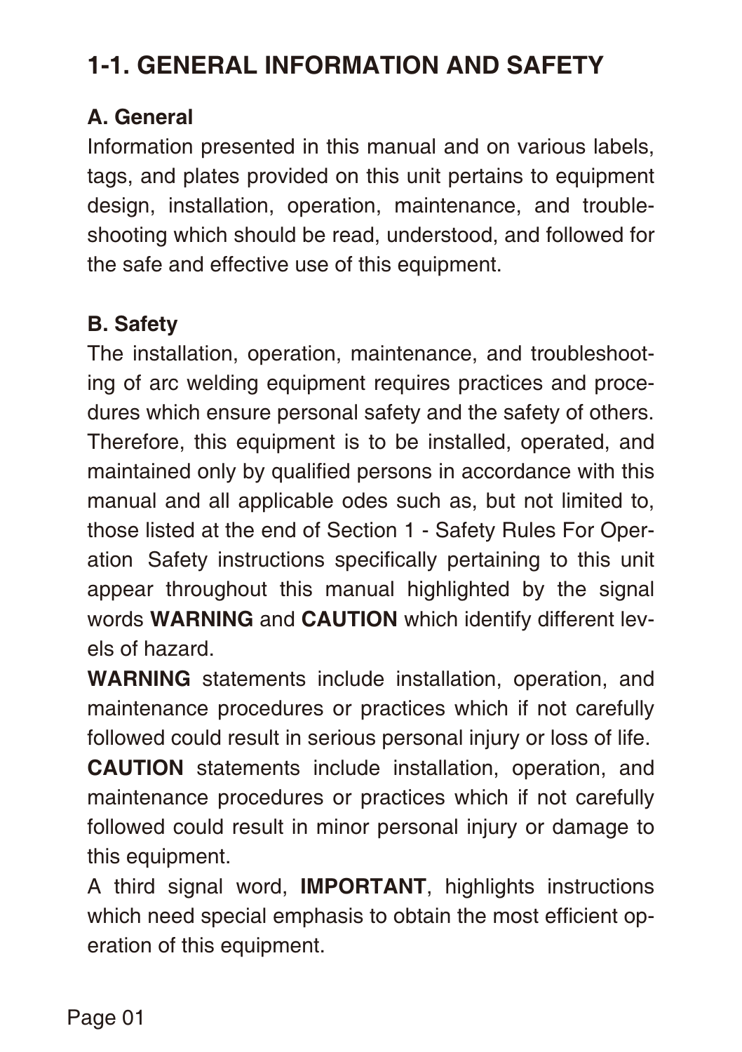# 1-1. GENERAL INFORMATION AND SAFETY

## A. General

Information presented in this manual and on various labels, tags, and plates provided on this unit pertains to equipment design, installation, operation, maintenance, and trouble-shooting which should be read, understood, and followed for the safe and effective use of this equipment.

## B. Safety

The installation, operation, maintenance, and troubleshooting of arc welding equipment requires practices and procedures which ensure personal safety and the safety of others. Therefore, this equipment is to be installed, operated, and maintained only by qualified persons in accordance with this manual and all applicable odes such as, but not limited to, those listed at the end of Section 1 - Safety Rules For Operation  Safety instructions specifically pertaining to this unit appear throughout this manual highlighted by the signal words **WARNING** and **CAUTION** which identify different levels of hazard.

**WARNING** statements include installation, operation, and maintenance procedures or practices which if not carefully followed could result in serious personal injury or loss of life.

**CAUTION** statements include installation, operation, and maintenance procedures or practices which if not carefully followed could result in minor personal injury or damage to this equipment.

A third signal word, **IMPORTANT**, highlights instructions which need special emphasis to obtain the most efficient operation of this equipment.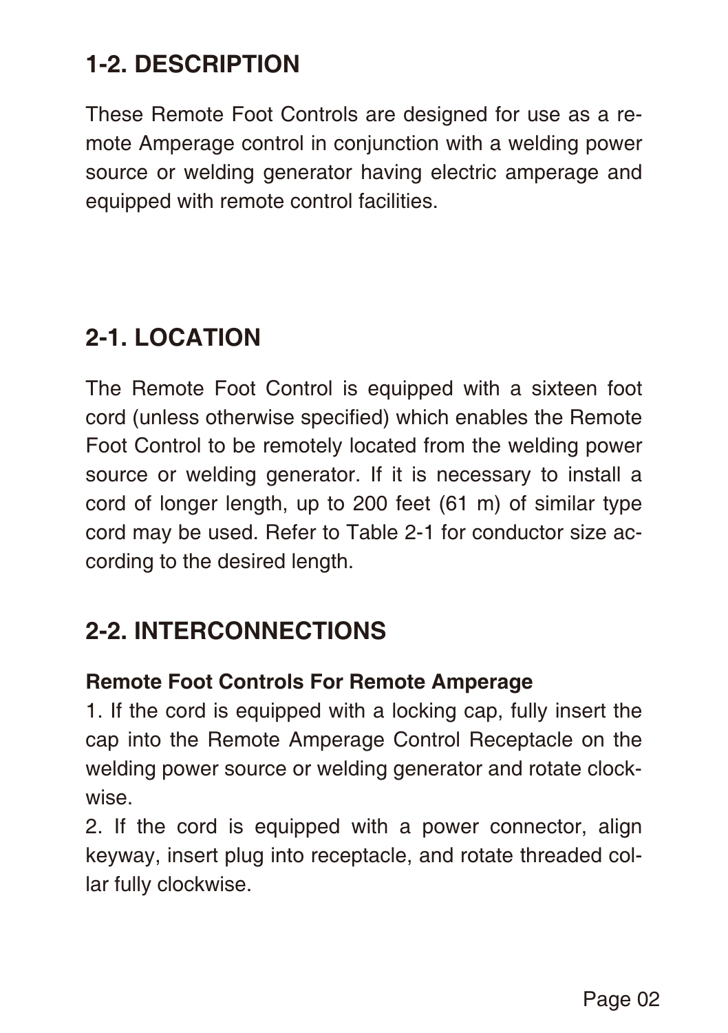## 1-2. DESCRIPTION

These Remote Foot Controls are designed for use as a remote Amperage control in conjunction with a welding power source or welding generator having electric amperage and equipped with remote control facilities.

## 2-1. LOCATION

The Remote Foot Control is equipped with a sixteen foot cord (unless otherwise specified) which enables the Remote Foot Control to be remotely located from the welding power source or welding generator. If it is necessary to install a cord of longer length, up to 200 feet (61 m) of similar type cord may be used. Refer to Table 2-1 for conductor size according to the desired length.

## 2-2. INTERCONNECTIONS

**Remote Foot Controls For Remote Amperage**

1. If the cord is equipped with a locking cap, fully insert the cap into the Remote Amperage Control Receptacle on the welding power source or welding generator and rotate clockwise.
2. If the cord is equipped with a power connector, align keyway, insert plug into receptacle, and rotate threaded collar fully clockwise.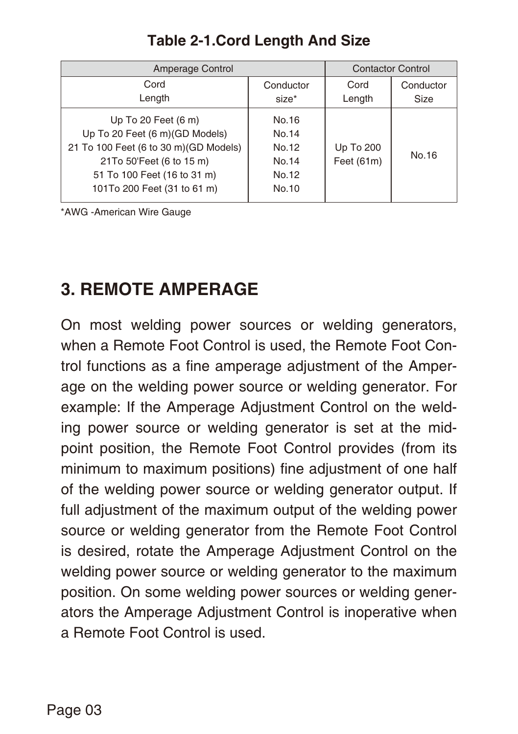**Table 2-1.Cord Length And Size**

| Amperage Control | | Contactor Control | |
|---|---|---|---|
| Cord Length | Conductor size* | Cord Length | Conductor Size |
| Up To 20 Feet (6 m) | No.16 | Up To 200 Feet (61m) | No.16 |
| Up To 20 Feet (6 m)(GD Models) | No.14 | | |
| 21 To 100 Feet (6 to 30 m)(GD Models) | No.12 | | |
| 21To 50'Feet (6 to 15 m) | No.14 | | |
| 51 To 100 Feet (16 to 31 m) | No.12 | | |
| 101To 200 Feet (31 to 61 m) | No.10 | | |

*AWG -American Wire Gauge

## 3. REMOTE AMPERAGE

On most welding power sources or welding generators, when a Remote Foot Control is used, the Remote Foot Control functions as a fine amperage adjustment of the Amperage on the welding power source or welding generator. For example: If the Amperage Adjustment Control on the welding power source or welding generator is set at the midpoint position, the Remote Foot Control provides (from its minimum to maximum positions) fine adjustment of one half of the welding power source or welding generator output. If full adjustment of the maximum output of the welding power source or welding generator from the Remote Foot Control is desired, rotate the Amperage Adjustment Control on the welding power source or welding generator to the maximum position. On some welding power sources or welding generators the Amperage Adjustment Control is inoperative when a Remote Foot Control is used.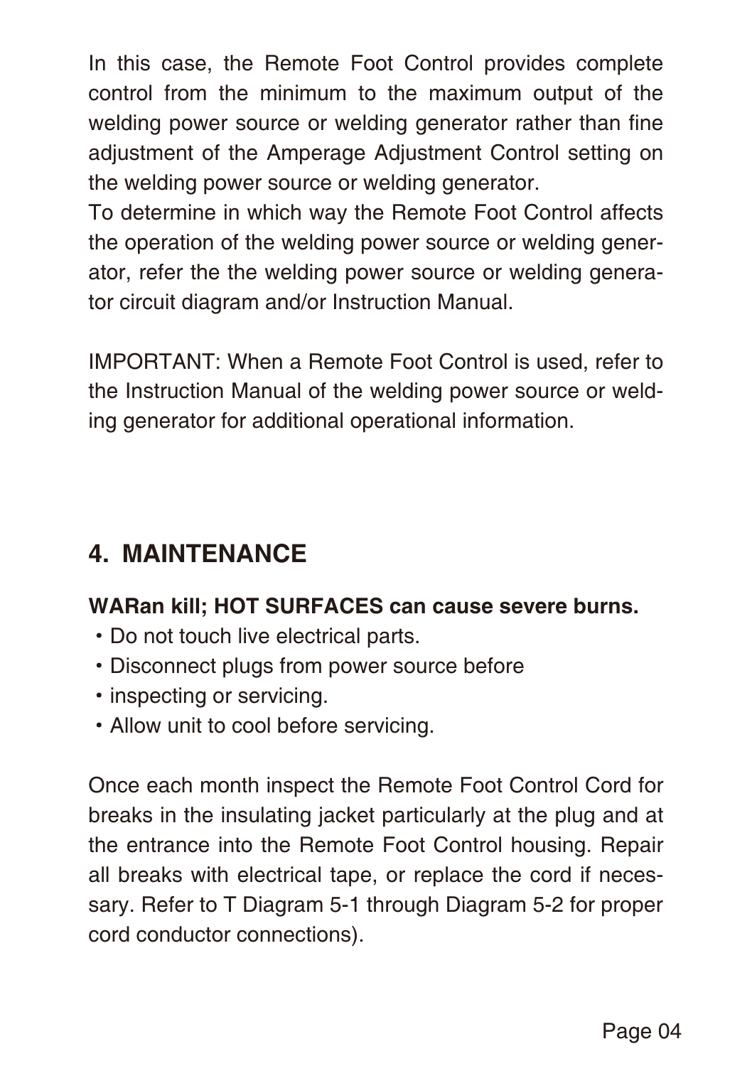In this case, the Remote Foot Control provides complete control from the minimum to the maximum output of the welding power source or welding generator rather than fine adjustment of the Amperage Adjustment Control setting on the welding power source or welding generator.
To determine in which way the Remote Foot Control affects the operation of the welding power source or welding generator, refer the the welding power source or welding generator circuit diagram and/or Instruction Manual.

IMPORTANT: When a Remote Foot Control is used, refer to the Instruction Manual of the welding power source or welding generator for additional operational information.

## 4. MAINTENANCE

**WARan kill; HOT SURFACES can cause severe burns.**

- Do not touch live electrical parts.
- Disconnect plugs from power source before
- inspecting or servicing.
- Allow unit to cool before servicing.

Once each month inspect the Remote Foot Control Cord for breaks in the insulating jacket particularly at the plug and at the entrance into the Remote Foot Control housing. Repair all breaks with electrical tape, or replace the cord if necessary. Refer to T Diagram 5-1 through Diagram 5-2 for proper cord conductor connections).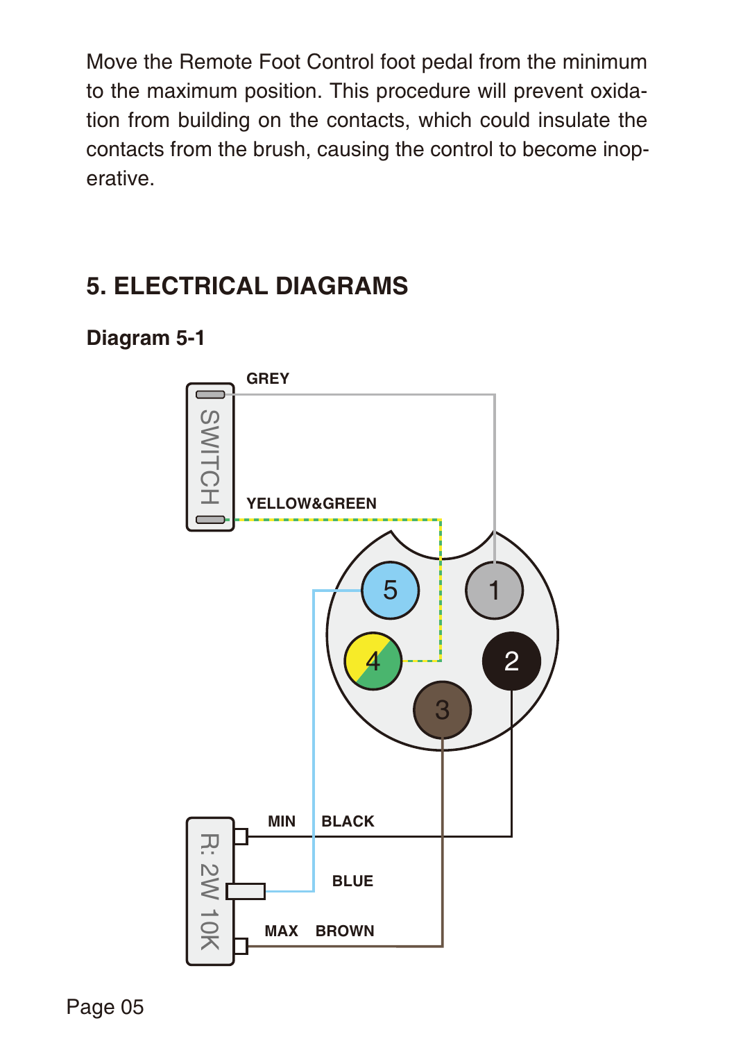Move the Remote Foot Control foot pedal from the minimum to the maximum position. This procedure will prevent oxidation from building on the contacts, which could insulate the contacts from the brush, causing the control to become inoperative.

## 5. ELECTRICAL DIAGRAMS

### Diagram 5-1

GREY

SWITCH

YELLOW&GREEN

5 1

4 2

3

MIN BLACK

BLUE

MAX BROWN

R: 2W 10K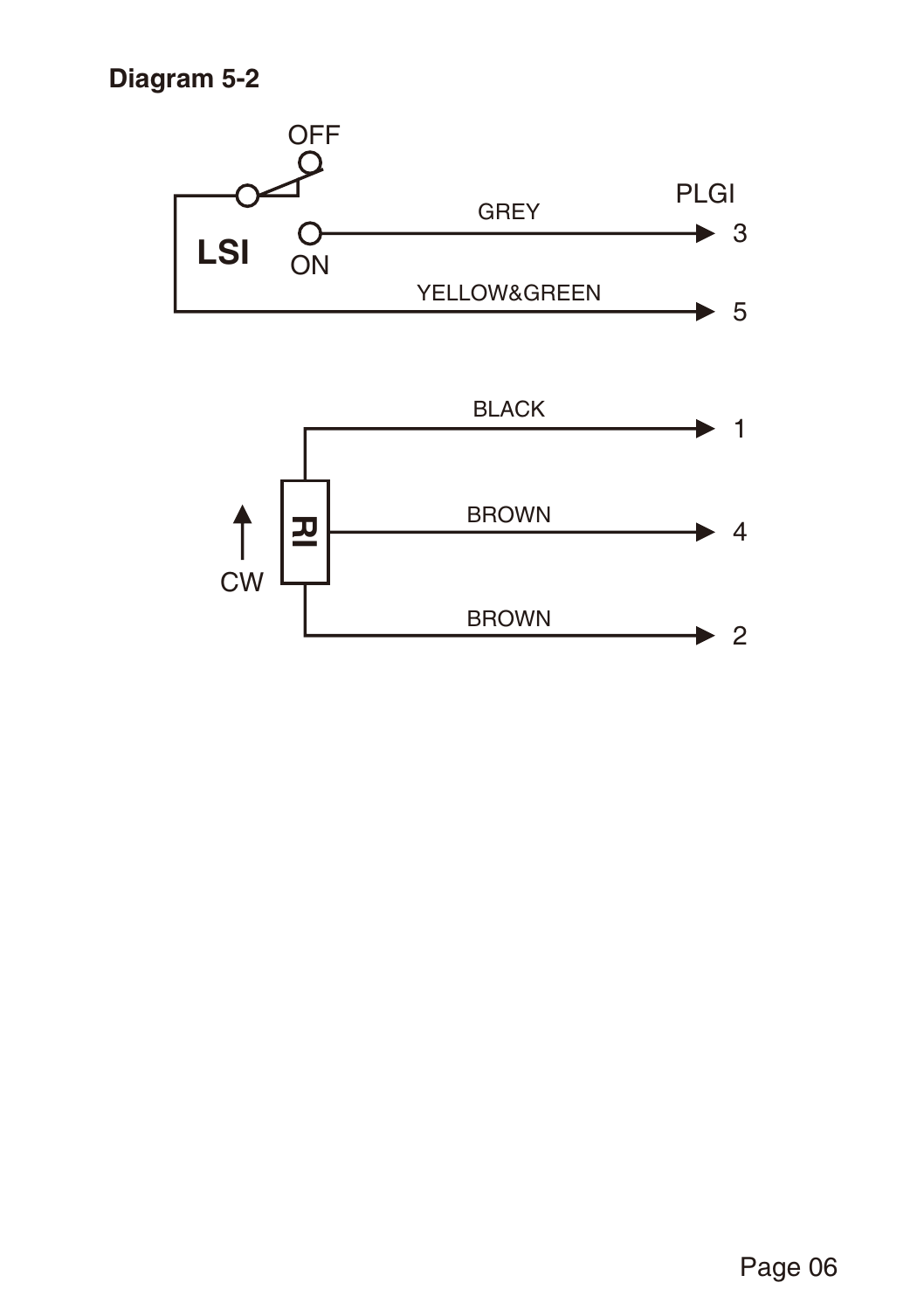**Diagram 5-2**

OFF

LSI

ON

GREY

PLGI

3

YELLOW&GREEN

5

BLACK

1

RI

BROWN

4

CW

BROWN

2